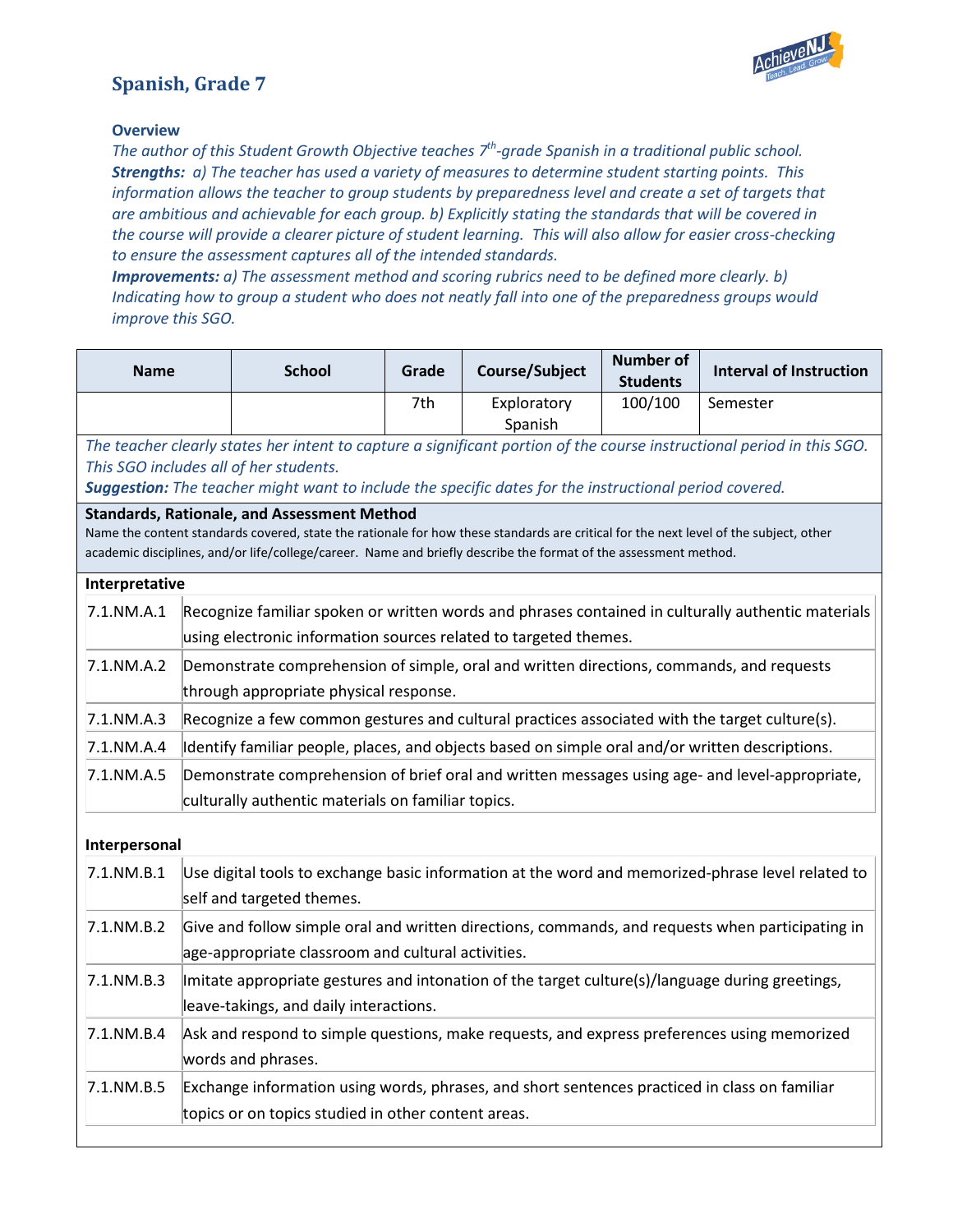# Spanish, Grade 7

### Overview

*The author of this Student Growth Objective teaches 7th-grade Spanish in a traditional public school.*
***Strengths:*** *a) The teacher has used a variety of measures to determine student starting points. This information allows the teacher to group students by preparedness level and create a set of targets that are ambitious and achievable for each group. b) Explicitly stating the standards that will be covered in the course will provide a clearer picture of student learning. This will also allow for easier cross-checking to ensure the assessment captures all of the intended standards.*
***Improvements:*** *a) The assessment method and scoring rubrics need to be defined more clearly. b) Indicating how to group a student who does not neatly fall into one of the preparedness groups would improve this SGO.*

| Name | School | Grade | Course/Subject | Number of Students | Interval of Instruction |
|---|---|---|---|---|---|
| | | 7th | Exploratory Spanish | 100/100 | Semester |

*The teacher clearly states her intent to capture a significant portion of the course instructional period in this SGO. This SGO includes all of her students.*
***Suggestion:*** *The teacher might want to include the specific dates for the instructional period covered.*

**Standards, Rationale, and Assessment Method**

Name the content standards covered, state the rationale for how these standards are critical for the next level of the subject, other academic disciplines, and/or life/college/career. Name and briefly describe the format of the assessment method.

**Interpretative**

| | |
|---|---|
| 7.1.NM.A.1 | Recognize familiar spoken or written words and phrases contained in culturally authentic materials using electronic information sources related to targeted themes. |
| 7.1.NM.A.2 | Demonstrate comprehension of simple, oral and written directions, commands, and requests through appropriate physical response. |
| 7.1.NM.A.3 | Recognize a few common gestures and cultural practices associated with the target culture(s). |
| 7.1.NM.A.4 | Identify familiar people, places, and objects based on simple oral and/or written descriptions. |
| 7.1.NM.A.5 | Demonstrate comprehension of brief oral and written messages using age- and level-appropriate, culturally authentic materials on familiar topics. |

**Interpersonal**

| | |
|---|---|
| 7.1.NM.B.1 | Use digital tools to exchange basic information at the word and memorized-phrase level related to self and targeted themes. |
| 7.1.NM.B.2 | Give and follow simple oral and written directions, commands, and requests when participating in age-appropriate classroom and cultural activities. |
| 7.1.NM.B.3 | Imitate appropriate gestures and intonation of the target culture(s)/language during greetings, leave-takings, and daily interactions. |
| 7.1.NM.B.4 | Ask and respond to simple questions, make requests, and express preferences using memorized words and phrases. |
| 7.1.NM.B.5 | Exchange information using words, phrases, and short sentences practiced in class on familiar topics or on topics studied in other content areas. |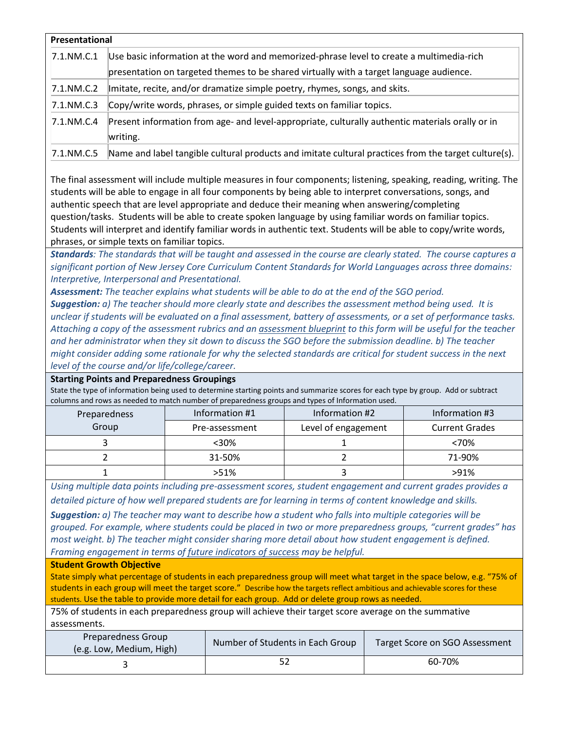| **Presentational** | |
|---|---|
| 7.1.NM.C.1 | Use basic information at the word and memorized-phrase level to create a multimedia-rich presentation on targeted themes to be shared virtually with a target language audience. |
| 7.1.NM.C.2 | Imitate, recite, and/or dramatize simple poetry, rhymes, songs, and skits. |
| 7.1.NM.C.3 | Copy/write words, phrases, or simple guided texts on familiar topics. |
| 7.1.NM.C.4 | Present information from age- and level-appropriate, culturally authentic materials orally or in writing. |
| 7.1.NM.C.5 | Name and label tangible cultural products and imitate cultural practices from the target culture(s). |

The final assessment will include multiple measures in four components; listening, speaking, reading, writing. The students will be able to engage in all four components by being able to interpret conversations, songs, and authentic speech that are level appropriate and deduce their meaning when answering/completing question/tasks. Students will be able to create spoken language by using familiar words on familiar topics. Students will interpret and identify familiar words in authentic text. Students will be able to copy/write words, phrases, or simple texts on familiar topics.

***Standards**: The standards that will be taught and assessed in the course are clearly stated. The course captures a significant portion of New Jersey Core Curriculum Content Standards for World Languages across three domains: Interpretive, Interpersonal and Presentational.*

***Assessment:** The teacher explains what students will be able to do at the end of the SGO period.*

***Suggestion:** a) The teacher should more clearly state and describes the assessment method being used. It is unclear if students will be evaluated on a final assessment, battery of assessments, or a set of performance tasks. Attaching a copy of the assessment rubrics and an assessment blueprint to this form will be useful for the teacher and her administrator when they sit down to discuss the SGO before the submission deadline. b) The teacher might consider adding some rationale for why the selected standards are critical for student success in the next level of the course and/or life/college/career.*

**Starting Points and Preparedness Groupings**

State the type of information being used to determine starting points and summarize scores for each type by group. Add or subtract columns and rows as needed to match number of preparedness groups and types of Information used.

| Preparedness Group | Information #1 | Information #2 | Information #3 |
|---|---|---|---|
| | Pre-assessment | Level of engagement | Current Grades |
| 3 | <30% | 1 | <70% |
| 2 | 31-50% | 2 | 71-90% |
| 1 | >51% | 3 | >91% |

*Using multiple data points including pre-assessment scores, student engagement and current grades provides a detailed picture of how well prepared students are for learning in terms of content knowledge and skills.*

***Suggestion:** a) The teacher may want to describe how a student who falls into multiple categories will be grouped. For example, where students could be placed in two or more preparedness groups, "current grades" has most weight. b) The teacher might consider sharing more detail about how student engagement is defined. Framing engagement in terms of future indicators of success may be helpful.*

**Student Growth Objective**

State simply what percentage of students in each preparedness group will meet what target in the space below, e.g. "75% of students in each group will meet the target score." Describe how the targets reflect ambitious and achievable scores for these students. Use the table to provide more detail for each group. Add or delete group rows as needed.

75% of students in each preparedness group will achieve their target score average on the summative assessments.

| Preparedness Group (e.g. Low, Medium, High) | Number of Students in Each Group | Target Score on SGO Assessment |
|---|---|---|
| 3 | 52 | 60-70% |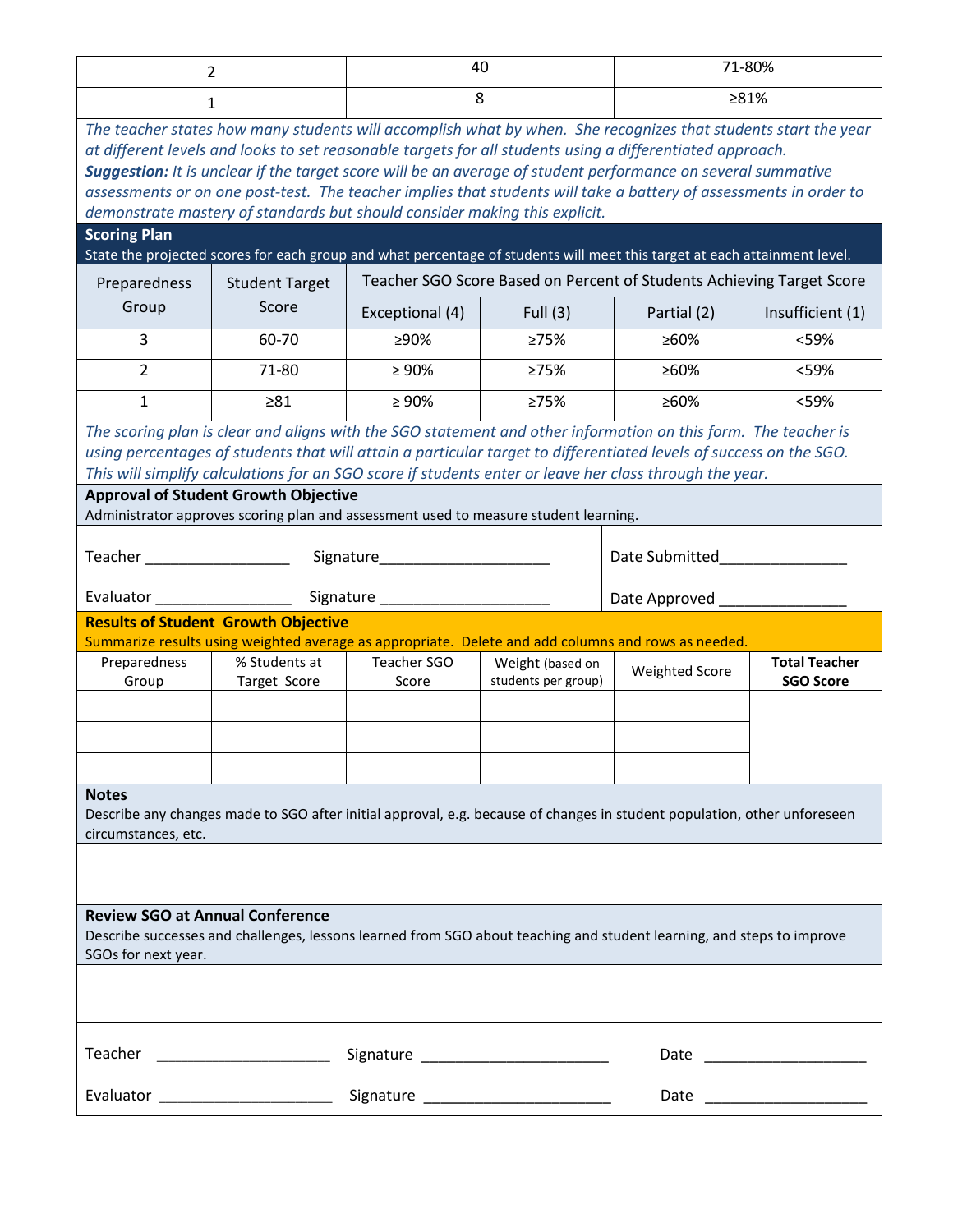| | | |
|---|---|---|
| 2 | 40 | 71-80% |
| 1 | 8 | ≥81% |

*The teacher states how many students will accomplish what by when. She recognizes that students start the year at different levels and looks to set reasonable targets for all students using a differentiated approach.*
***Suggestion:*** *It is unclear if the target score will be an average of student performance on several summative assessments or on one post-test. The teacher implies that students will take a battery of assessments in order to demonstrate mastery of standards but should consider making this explicit.*

**Scoring Plan**
State the projected scores for each group and what percentage of students will meet this target at each attainment level.

| Preparedness Group | Student Target Score | Teacher SGO Score Based on Percent of Students Achieving Target Score | | | |
|---|---|---|---|---|---|
| | | Exceptional (4) | Full (3) | Partial (2) | Insufficient (1) |
| 3 | 60-70 | ≥90% | ≥75% | ≥60% | <59% |
| 2 | 71-80 | ≥ 90% | ≥75% | ≥60% | <59% |
| 1 | ≥81 | ≥ 90% | ≥75% | ≥60% | <59% |

*The scoring plan is clear and aligns with the SGO statement and other information on this form. The teacher is using percentages of students that will attain a particular target to differentiated levels of success on the SGO. This will simplify calculations for an SGO score if students enter or leave her class through the year.*

**Approval of Student Growth Objective**
Administrator approves scoring plan and assessment used to measure student learning.

Teacher _________________ Signature____________________ Date Submitted_______________

Evaluator ________________ Signature ____________________ Date Approved _______________

**Results of Student Growth Objective**
Summarize results using weighted average as appropriate. Delete and add columns and rows as needed.

| Preparedness Group | % Students at Target Score | Teacher SGO Score | Weight (based on students per group) | Weighted Score | **Total Teacher SGO Score** |
|---|---|---|---|---|---|
| | | | | | |
| | | | | | |
| | | | | | |

**Notes**
Describe any changes made to SGO after initial approval, e.g. because of changes in student population, other unforeseen circumstances, etc.

**Review SGO at Annual Conference**
Describe successes and challenges, lessons learned from SGO about teaching and student learning, and steps to improve SGOs for next year.

Teacher _____________________ Signature ______________________ Date ___________________

Evaluator _____________________ Signature ______________________ Date ___________________